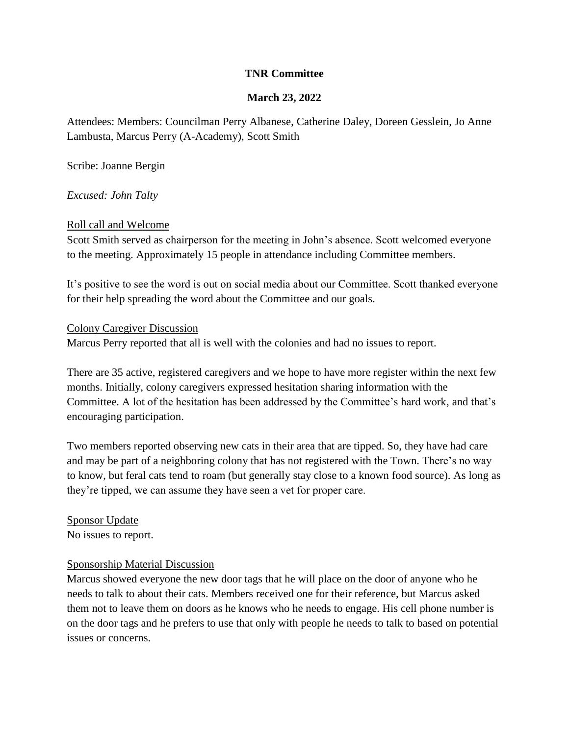# TNR Committee

## March 23, 2022

Attendees: Members: Councilman Perry Albanese, Catherine Daley, Doreen Gesslein, Jo Anne Lambusta, Marcus Perry (A-Academy), Scott Smith

Scribe: Joanne Bergin

*Excused: John Talty*

### Roll call and Welcome

Scott Smith served as chairperson for the meeting in John's absence. Scott welcomed everyone to the meeting. Approximately 15 people in attendance including Committee members.

It's positive to see the word is out on social media about our Committee. Scott thanked everyone for their help spreading the word about the Committee and our goals.

### Colony Caregiver Discussion

Marcus Perry reported that all is well with the colonies and had no issues to report.

There are 35 active, registered caregivers and we hope to have more register within the next few months. Initially, colony caregivers expressed hesitation sharing information with the Committee. A lot of the hesitation has been addressed by the Committee's hard work, and that's encouraging participation.

Two members reported observing new cats in their area that are tipped. So, they have had care and may be part of a neighboring colony that has not registered with the Town. There's no way to know, but feral cats tend to roam (but generally stay close to a known food source). As long as they're tipped, we can assume they have seen a vet for proper care.

### Sponsor Update

No issues to report.

### Sponsorship Material Discussion

Marcus showed everyone the new door tags that he will place on the door of anyone who he needs to talk to about their cats. Members received one for their reference, but Marcus asked them not to leave them on doors as he knows who he needs to engage. His cell phone number is on the door tags and he prefers to use that only with people he needs to talk to based on potential issues or concerns.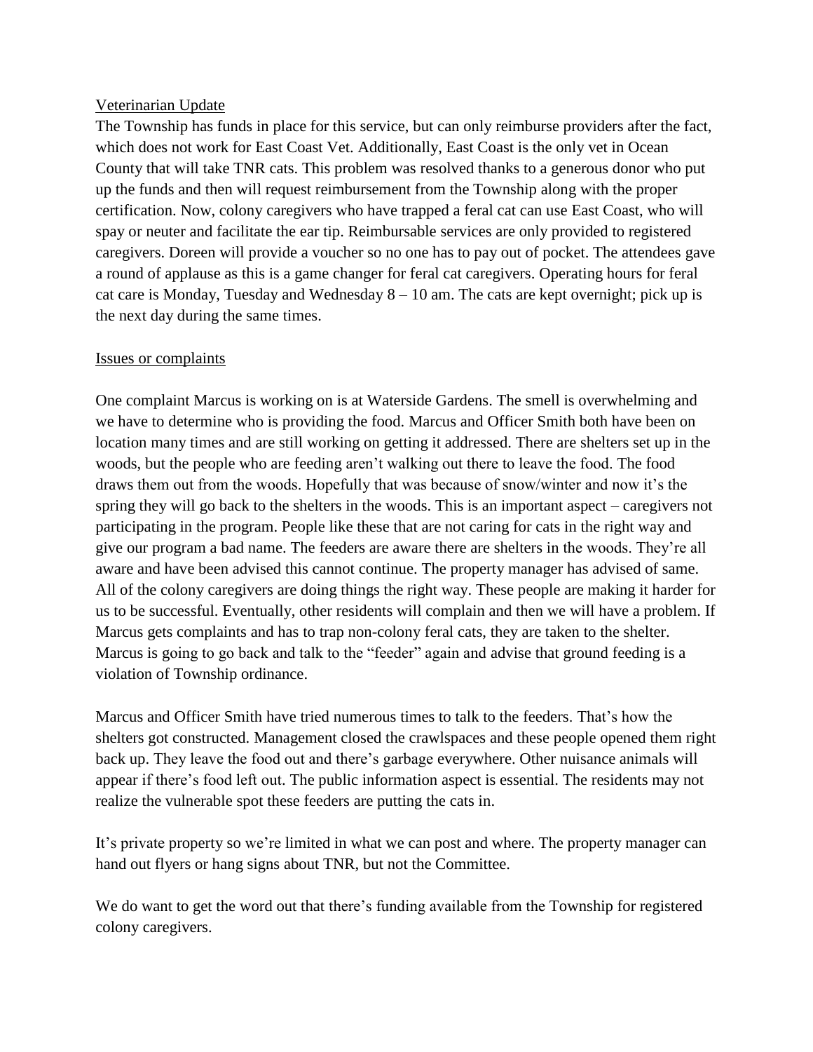Veterinarian Update

The Township has funds in place for this service, but can only reimburse providers after the fact, which does not work for East Coast Vet. Additionally, East Coast is the only vet in Ocean County that will take TNR cats. This problem was resolved thanks to a generous donor who put up the funds and then will request reimbursement from the Township along with the proper certification. Now, colony caregivers who have trapped a feral cat can use East Coast, who will spay or neuter and facilitate the ear tip. Reimbursable services are only provided to registered caregivers. Doreen will provide a voucher so no one has to pay out of pocket. The attendees gave a round of applause as this is a game changer for feral cat caregivers. Operating hours for feral cat care is Monday, Tuesday and Wednesday 8 – 10 am. The cats are kept overnight; pick up is the next day during the same times.

Issues or complaints

One complaint Marcus is working on is at Waterside Gardens. The smell is overwhelming and we have to determine who is providing the food. Marcus and Officer Smith both have been on location many times and are still working on getting it addressed. There are shelters set up in the woods, but the people who are feeding aren't walking out there to leave the food. The food draws them out from the woods. Hopefully that was because of snow/winter and now it's the spring they will go back to the shelters in the woods. This is an important aspect – caregivers not participating in the program. People like these that are not caring for cats in the right way and give our program a bad name. The feeders are aware there are shelters in the woods. They're all aware and have been advised this cannot continue. The property manager has advised of same. All of the colony caregivers are doing things the right way. These people are making it harder for us to be successful. Eventually, other residents will complain and then we will have a problem. If Marcus gets complaints and has to trap non-colony feral cats, they are taken to the shelter. Marcus is going to go back and talk to the "feeder" again and advise that ground feeding is a violation of Township ordinance.

Marcus and Officer Smith have tried numerous times to talk to the feeders. That's how the shelters got constructed. Management closed the crawlspaces and these people opened them right back up. They leave the food out and there's garbage everywhere. Other nuisance animals will appear if there's food left out. The public information aspect is essential. The residents may not realize the vulnerable spot these feeders are putting the cats in.

It's private property so we're limited in what we can post and where. The property manager can hand out flyers or hang signs about TNR, but not the Committee.

We do want to get the word out that there's funding available from the Township for registered colony caregivers.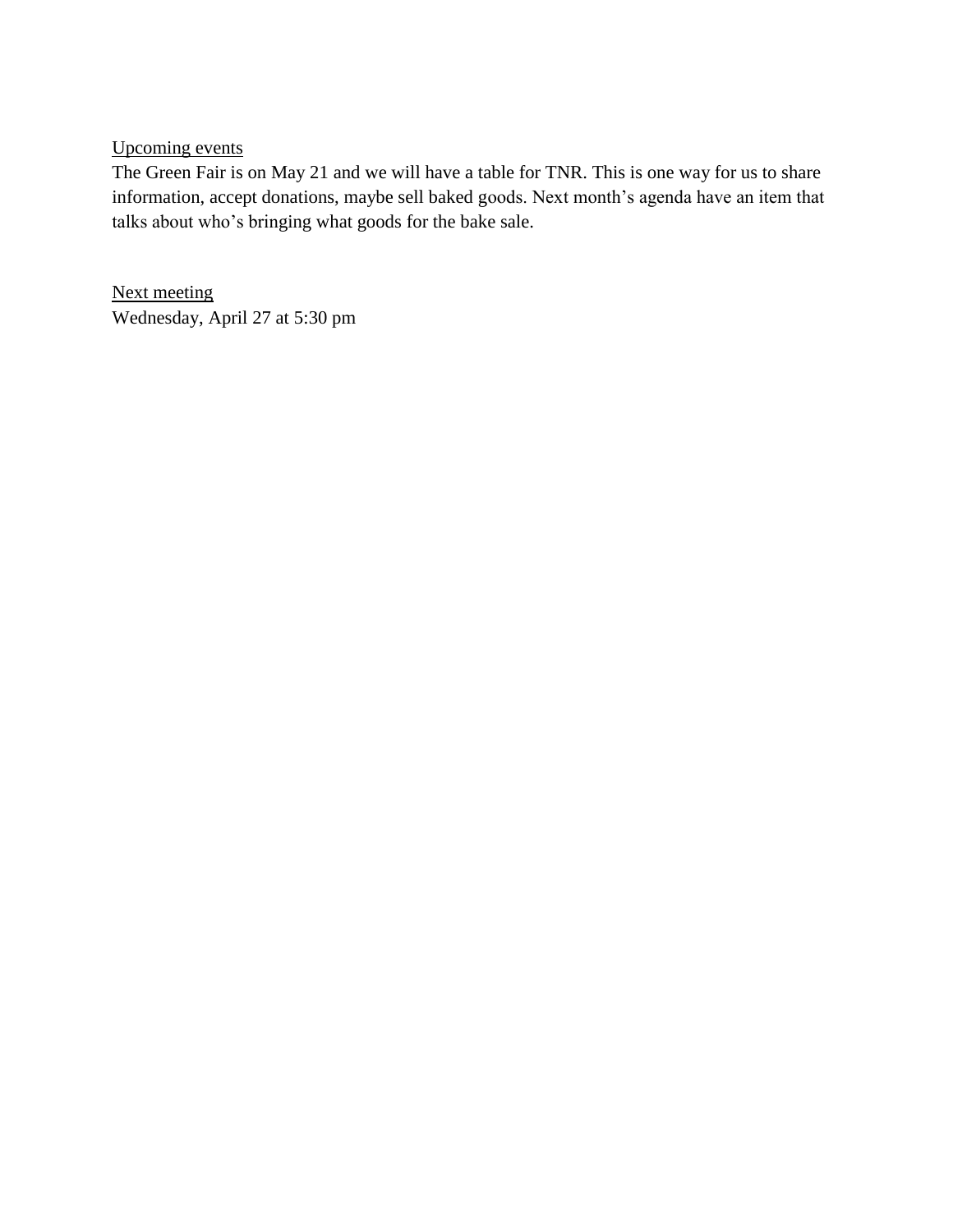<u>Upcoming events</u>

The Green Fair is on May 21 and we will have a table for TNR. This is one way for us to share information, accept donations, maybe sell baked goods. Next month's agenda have an item that talks about who's bringing what goods for the bake sale.

<u>Next meeting</u>

Wednesday, April 27 at 5:30 pm